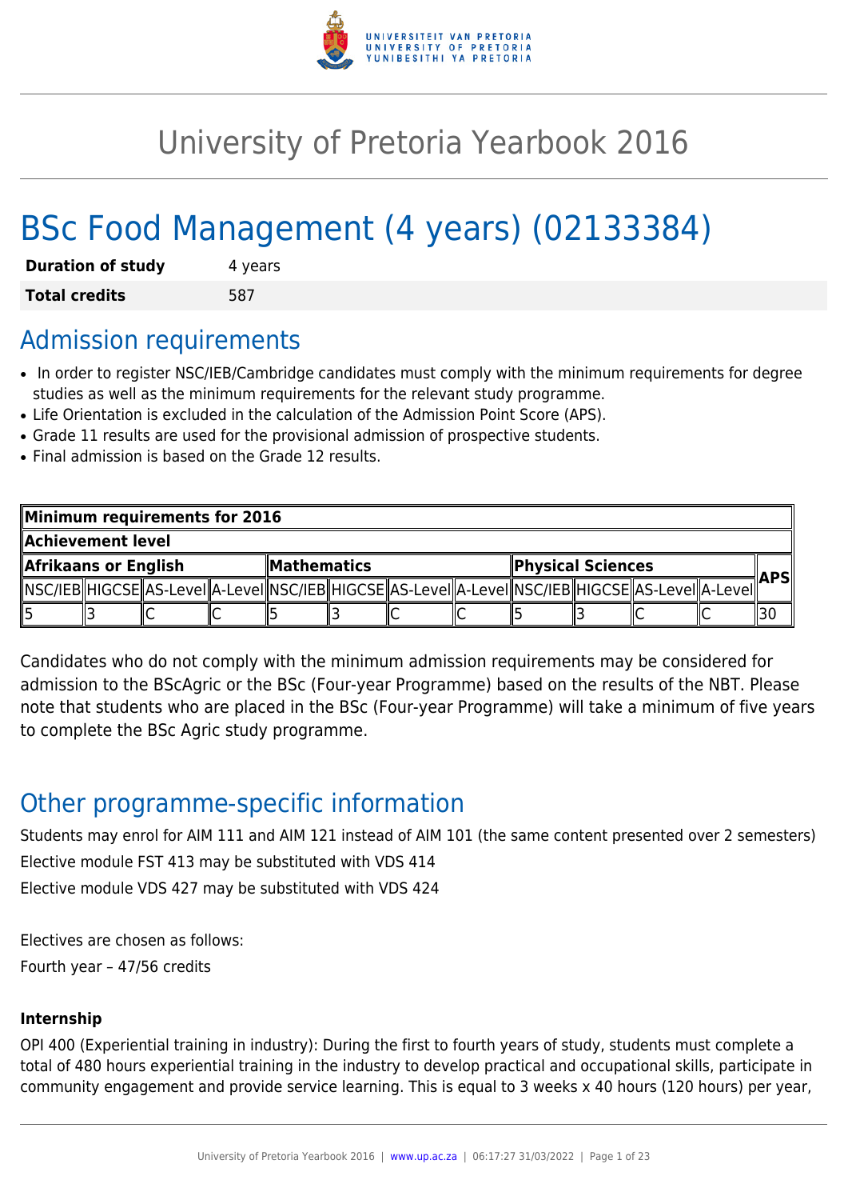# University of Pretoria Yearbook 2016

# BSc Food Management (4 years) (02133384)

| | |
|---|---|
| **Duration of study** | 4 years |
| **Total credits** | 587 |

## Admission requirements

- In order to register NSC/IEB/Cambridge candidates must comply with the minimum requirements for degree studies as well as the minimum requirements for the relevant study programme.
- Life Orientation is excluded in the calculation of the Admission Point Score (APS).
- Grade 11 results are used for the provisional admission of prospective students.
- Final admission is based on the Grade 12 results.

| **Minimum requirements for 2016** | | | | | | | | | | | | |
|---|---|---|---|---|---|---|---|---|---|---|---|---|
| **Achievement level** | | | | | | | | | | | | |
| **Afrikaans or English** | | | | **Mathematics** | | | | **Physical Sciences** | | | | **APS** |
| NSC/IEB | HIGCSE | AS-Level | A-Level | NSC/IEB | HIGCSE | AS-Level | A-Level | NSC/IEB | HIGCSE | AS-Level | A-Level | |
| 5 | 3 | C | C | 5 | 3 | C | C | 5 | 3 | C | C | 30 |

Candidates who do not comply with the minimum admission requirements may be considered for admission to the BScAgric or the BSc (Four-year Programme) based on the results of the NBT. Please note that students who are placed in the BSc (Four-year Programme) will take a minimum of five years to complete the BSc Agric study programme.

## Other programme-specific information

Students may enrol for AIM 111 and AIM 121 instead of AIM 101 (the same content presented over 2 semesters)

Elective module FST 413 may be substituted with VDS 414

Elective module VDS 427 may be substituted with VDS 424

Electives are chosen as follows:

Fourth year – 47/56 credits

#### Internship

OPI 400 (Experiential training in industry): During the first to fourth years of study, students must complete a total of 480 hours experiential training in the industry to develop practical and occupational skills, participate in community engagement and provide service learning. This is equal to 3 weeks x 40 hours (120 hours) per year,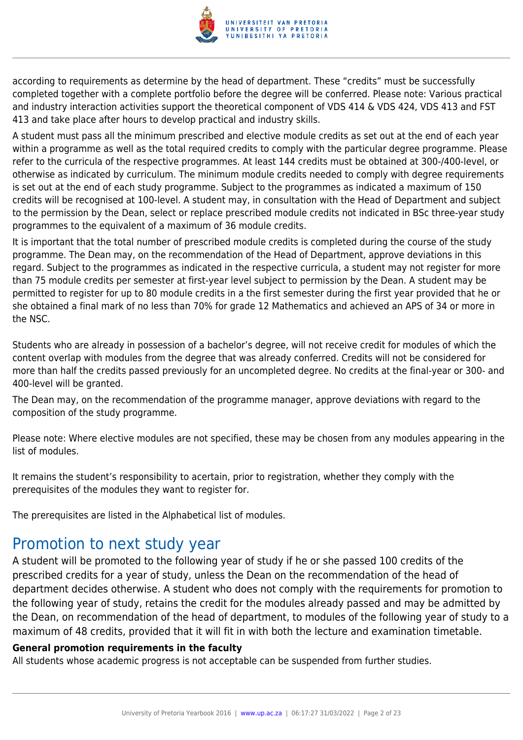according to requirements as determine by the head of department. These "credits" must be successfully completed together with a complete portfolio before the degree will be conferred. Please note: Various practical and industry interaction activities support the theoretical component of VDS 414 & VDS 424, VDS 413 and FST 413 and take place after hours to develop practical and industry skills.

A student must pass all the minimum prescribed and elective module credits as set out at the end of each year within a programme as well as the total required credits to comply with the particular degree programme. Please refer to the curricula of the respective programmes. At least 144 credits must be obtained at 300-/400-level, or otherwise as indicated by curriculum. The minimum module credits needed to comply with degree requirements is set out at the end of each study programme. Subject to the programmes as indicated a maximum of 150 credits will be recognised at 100-level. A student may, in consultation with the Head of Department and subject to the permission by the Dean, select or replace prescribed module credits not indicated in BSc three-year study programmes to the equivalent of a maximum of 36 module credits.

It is important that the total number of prescribed module credits is completed during the course of the study programme. The Dean may, on the recommendation of the Head of Department, approve deviations in this regard. Subject to the programmes as indicated in the respective curricula, a student may not register for more than 75 module credits per semester at first-year level subject to permission by the Dean. A student may be permitted to register for up to 80 module credits in a the first semester during the first year provided that he or she obtained a final mark of no less than 70% for grade 12 Mathematics and achieved an APS of 34 or more in the NSC.

Students who are already in possession of a bachelor's degree, will not receive credit for modules of which the content overlap with modules from the degree that was already conferred. Credits will not be considered for more than half the credits passed previously for an uncompleted degree. No credits at the final-year or 300- and 400-level will be granted.

The Dean may, on the recommendation of the programme manager, approve deviations with regard to the composition of the study programme.

Please note: Where elective modules are not specified, these may be chosen from any modules appearing in the list of modules.

It remains the student's responsibility to acertain, prior to registration, whether they comply with the prerequisites of the modules they want to register for.

The prerequisites are listed in the Alphabetical list of modules.

## Promotion to next study year

A student will be promoted to the following year of study if he or she passed 100 credits of the prescribed credits for a year of study, unless the Dean on the recommendation of the head of department decides otherwise. A student who does not comply with the requirements for promotion to the following year of study, retains the credit for the modules already passed and may be admitted by the Dean, on recommendation of the head of department, to modules of the following year of study to a maximum of 48 credits, provided that it will fit in with both the lecture and examination timetable.

**General promotion requirements in the faculty**

All students whose academic progress is not acceptable can be suspended from further studies.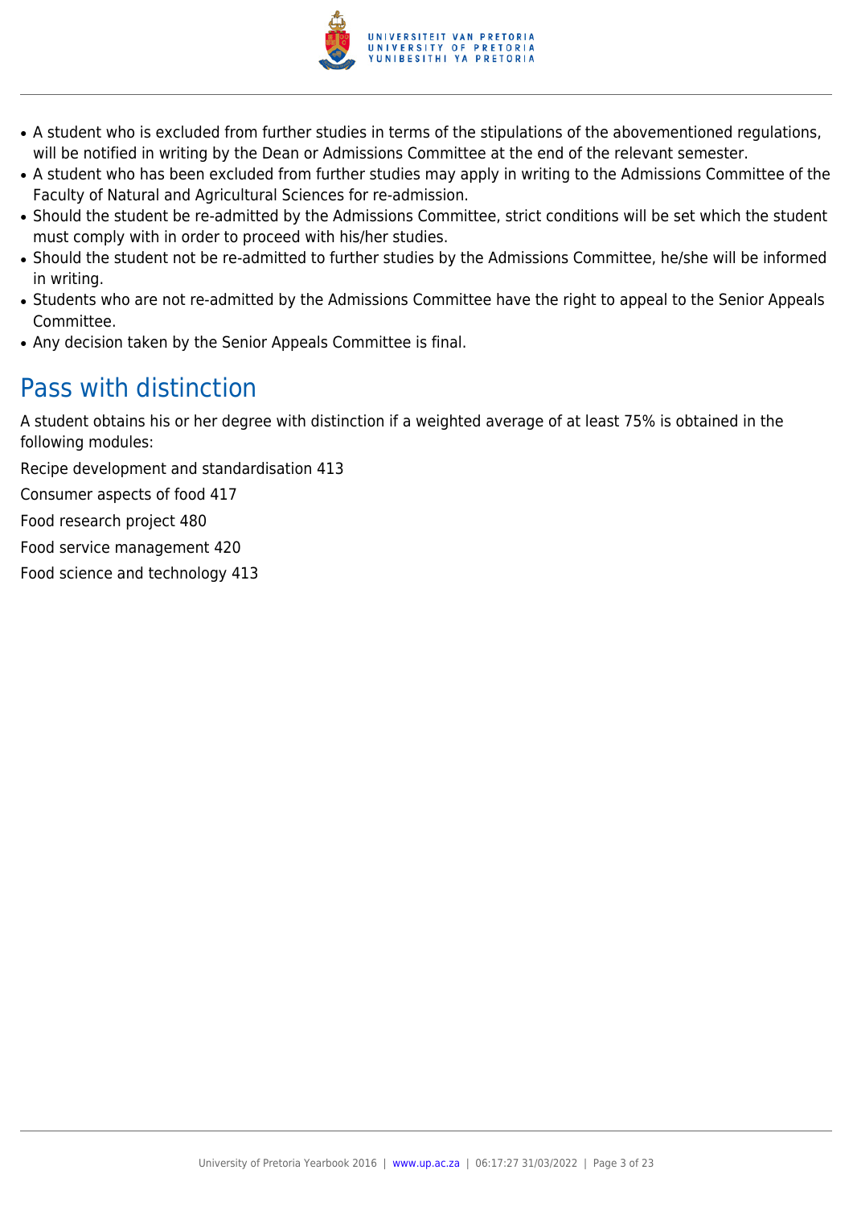- A student who is excluded from further studies in terms of the stipulations of the abovementioned regulations, will be notified in writing by the Dean or Admissions Committee at the end of the relevant semester.
- A student who has been excluded from further studies may apply in writing to the Admissions Committee of the Faculty of Natural and Agricultural Sciences for re-admission.
- Should the student be re-admitted by the Admissions Committee, strict conditions will be set which the student must comply with in order to proceed with his/her studies.
- Should the student not be re-admitted to further studies by the Admissions Committee, he/she will be informed in writing.
- Students who are not re-admitted by the Admissions Committee have the right to appeal to the Senior Appeals Committee.
- Any decision taken by the Senior Appeals Committee is final.

## Pass with distinction

A student obtains his or her degree with distinction if a weighted average of at least 75% is obtained in the following modules:

Recipe development and standardisation 413

Consumer aspects of food 417

Food research project 480

Food service management 420

Food science and technology 413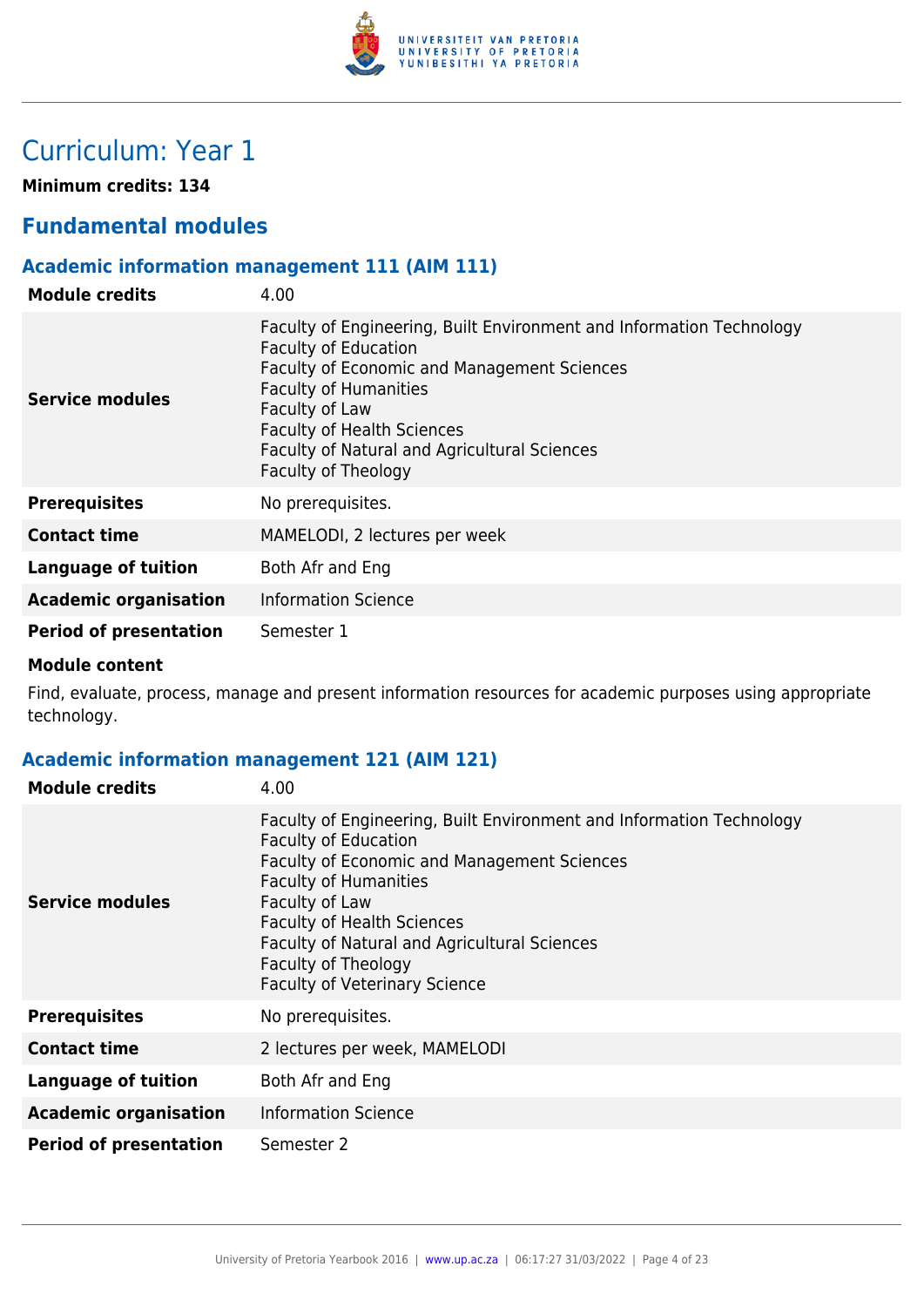# Curriculum: Year 1

**Minimum credits: 134**

## Fundamental modules

### Academic information management 111 (AIM 111)

| | |
|---|---|
| **Module credits** | 4.00 |
| **Service modules** | Faculty of Engineering, Built Environment and Information Technology<br>Faculty of Education<br>Faculty of Economic and Management Sciences<br>Faculty of Humanities<br>Faculty of Law<br>Faculty of Health Sciences<br>Faculty of Natural and Agricultural Sciences<br>Faculty of Theology |
| **Prerequisites** | No prerequisites. |
| **Contact time** | MAMELODI, 2 lectures per week |
| **Language of tuition** | Both Afr and Eng |
| **Academic organisation** | Information Science |
| **Period of presentation** | Semester 1 |

**Module content**

Find, evaluate, process, manage and present information resources for academic purposes using appropriate technology.

### Academic information management 121 (AIM 121)

| | |
|---|---|
| **Module credits** | 4.00 |
| **Service modules** | Faculty of Engineering, Built Environment and Information Technology<br>Faculty of Education<br>Faculty of Economic and Management Sciences<br>Faculty of Humanities<br>Faculty of Law<br>Faculty of Health Sciences<br>Faculty of Natural and Agricultural Sciences<br>Faculty of Theology<br>Faculty of Veterinary Science |
| **Prerequisites** | No prerequisites. |
| **Contact time** | 2 lectures per week, MAMELODI |
| **Language of tuition** | Both Afr and Eng |
| **Academic organisation** | Information Science |
| **Period of presentation** | Semester 2 |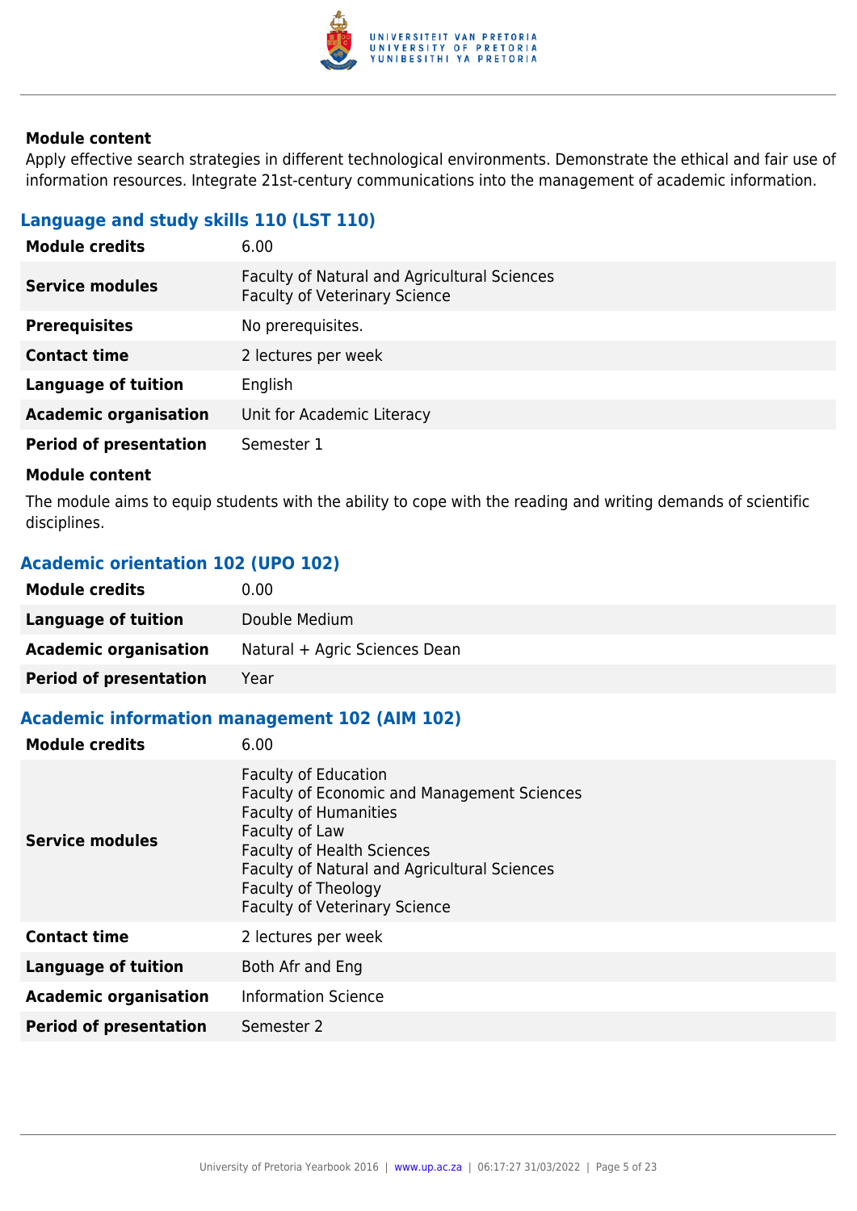**Module content**

Apply effective search strategies in different technological environments. Demonstrate the ethical and fair use of information resources. Integrate 21st-century communications into the management of academic information.

### Language and study skills 110 (LST 110)

| | |
|---|---|
| **Module credits** | 6.00 |
| **Service modules** | Faculty of Natural and Agricultural Sciences<br>Faculty of Veterinary Science |
| **Prerequisites** | No prerequisites. |
| **Contact time** | 2 lectures per week |
| **Language of tuition** | English |
| **Academic organisation** | Unit for Academic Literacy |
| **Period of presentation** | Semester 1 |

**Module content**

The module aims to equip students with the ability to cope with the reading and writing demands of scientific disciplines.

### Academic orientation 102 (UPO 102)

| | |
|---|---|
| **Module credits** | 0.00 |
| **Language of tuition** | Double Medium |
| **Academic organisation** | Natural + Agric Sciences Dean |
| **Period of presentation** | Year |

### Academic information management 102 (AIM 102)

| | |
|---|---|
| **Module credits** | 6.00 |
| **Service modules** | Faculty of Education<br>Faculty of Economic and Management Sciences<br>Faculty of Humanities<br>Faculty of Law<br>Faculty of Health Sciences<br>Faculty of Natural and Agricultural Sciences<br>Faculty of Theology<br>Faculty of Veterinary Science |
| **Contact time** | 2 lectures per week |
| **Language of tuition** | Both Afr and Eng |
| **Academic organisation** | Information Science |
| **Period of presentation** | Semester 2 |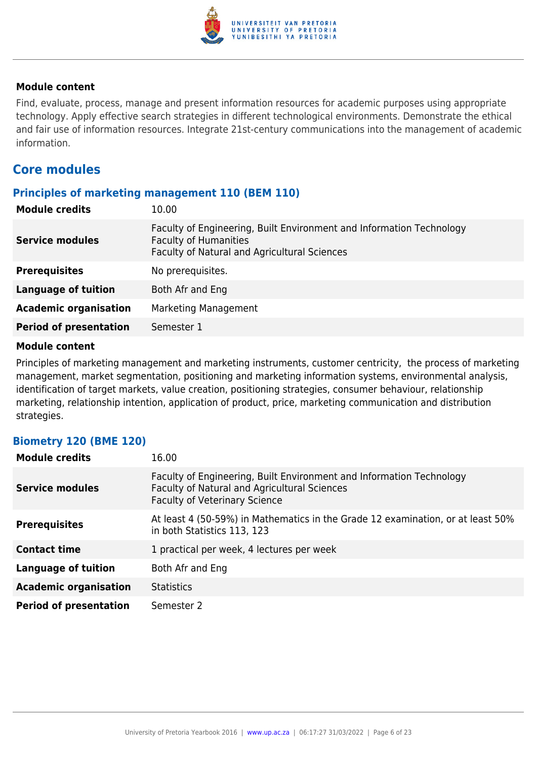**Module content**

Find, evaluate, process, manage and present information resources for academic purposes using appropriate technology. Apply effective search strategies in different technological environments. Demonstrate the ethical and fair use of information resources. Integrate 21st-century communications into the management of academic information.

## Core modules

### Principles of marketing management 110 (BEM 110)

| | |
|---|---|
| **Module credits** | 10.00 |
| **Service modules** | Faculty of Engineering, Built Environment and Information Technology<br>Faculty of Humanities<br>Faculty of Natural and Agricultural Sciences |
| **Prerequisites** | No prerequisites. |
| **Language of tuition** | Both Afr and Eng |
| **Academic organisation** | Marketing Management |
| **Period of presentation** | Semester 1 |

**Module content**

Principles of marketing management and marketing instruments, customer centricity, the process of marketing management, market segmentation, positioning and marketing information systems, environmental analysis, identification of target markets, value creation, positioning strategies, consumer behaviour, relationship marketing, relationship intention, application of product, price, marketing communication and distribution strategies.

### Biometry 120 (BME 120)

| | |
|---|---|
| **Module credits** | 16.00 |
| **Service modules** | Faculty of Engineering, Built Environment and Information Technology<br>Faculty of Natural and Agricultural Sciences<br>Faculty of Veterinary Science |
| **Prerequisites** | At least 4 (50-59%) in Mathematics in the Grade 12 examination, or at least 50% in both Statistics 113, 123 |
| **Contact time** | 1 practical per week, 4 lectures per week |
| **Language of tuition** | Both Afr and Eng |
| **Academic organisation** | Statistics |
| **Period of presentation** | Semester 2 |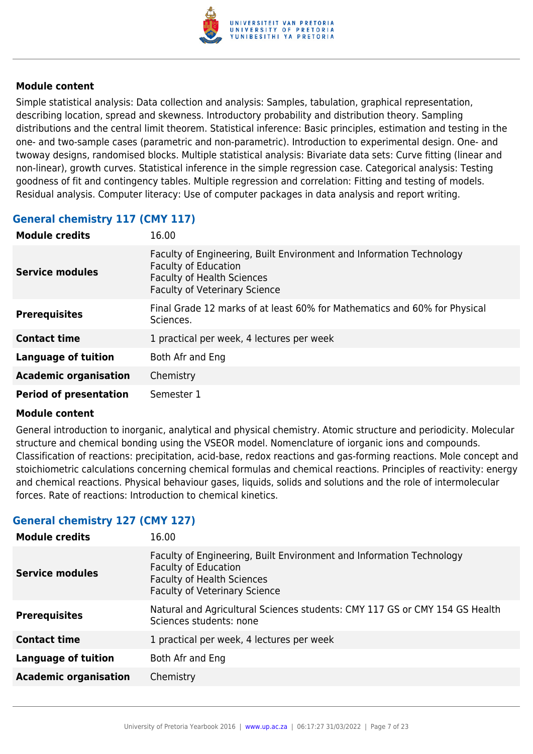**Module content**

Simple statistical analysis: Data collection and analysis: Samples, tabulation, graphical representation, describing location, spread and skewness. Introductory probability and distribution theory. Sampling distributions and the central limit theorem. Statistical inference: Basic principles, estimation and testing in the one- and two-sample cases (parametric and non-parametric). Introduction to experimental design. One- and twoway designs, randomised blocks. Multiple statistical analysis: Bivariate data sets: Curve fitting (linear and non-linear), growth curves. Statistical inference in the simple regression case. Categorical analysis: Testing goodness of fit and contingency tables. Multiple regression and correlation: Fitting and testing of models. Residual analysis. Computer literacy: Use of computer packages in data analysis and report writing.

## General chemistry 117 (CMY 117)

| | |
|---|---|
| **Module credits** | 16.00 |
| **Service modules** | Faculty of Engineering, Built Environment and Information Technology<br>Faculty of Education<br>Faculty of Health Sciences<br>Faculty of Veterinary Science |
| **Prerequisites** | Final Grade 12 marks of at least 60% for Mathematics and 60% for Physical Sciences. |
| **Contact time** | 1 practical per week, 4 lectures per week |
| **Language of tuition** | Both Afr and Eng |
| **Academic organisation** | Chemistry |
| **Period of presentation** | Semester 1 |

**Module content**

General introduction to inorganic, analytical and physical chemistry. Atomic structure and periodicity. Molecular structure and chemical bonding using the VSEOR model. Nomenclature of iorganic ions and compounds. Classification of reactions: precipitation, acid-base, redox reactions and gas-forming reactions. Mole concept and stoichiometric calculations concerning chemical formulas and chemical reactions. Principles of reactivity: energy and chemical reactions. Physical behaviour gases, liquids, solids and solutions and the role of intermolecular forces. Rate of reactions: Introduction to chemical kinetics.

## General chemistry 127 (CMY 127)

| | |
|---|---|
| **Module credits** | 16.00 |
| **Service modules** | Faculty of Engineering, Built Environment and Information Technology<br>Faculty of Education<br>Faculty of Health Sciences<br>Faculty of Veterinary Science |
| **Prerequisites** | Natural and Agricultural Sciences students: CMY 117 GS or CMY 154 GS Health Sciences students: none |
| **Contact time** | 1 practical per week, 4 lectures per week |
| **Language of tuition** | Both Afr and Eng |
| **Academic organisation** | Chemistry |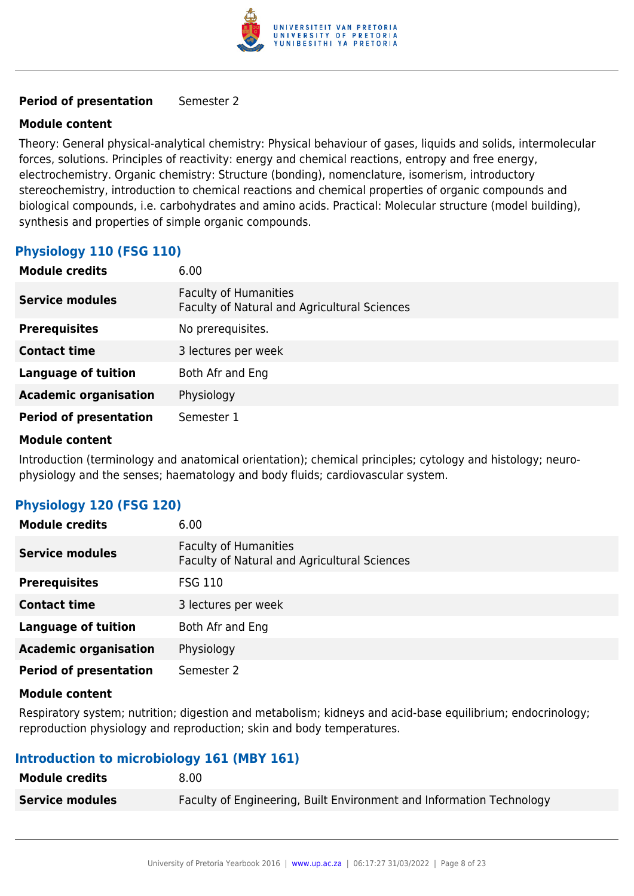| | |
|---|---|
| **Period of presentation** | Semester 2 |

**Module content**

Theory: General physical-analytical chemistry: Physical behaviour of gases, liquids and solids, intermolecular forces, solutions. Principles of reactivity: energy and chemical reactions, entropy and free energy, electrochemistry. Organic chemistry: Structure (bonding), nomenclature, isomerism, introductory stereochemistry, introduction to chemical reactions and chemical properties of organic compounds and biological compounds, i.e. carbohydrates and amino acids. Practical: Molecular structure (model building), synthesis and properties of simple organic compounds.

### Physiology 110 (FSG 110)

| | |
|---|---|
| **Module credits** | 6.00 |
| **Service modules** | Faculty of Humanities<br>Faculty of Natural and Agricultural Sciences |
| **Prerequisites** | No prerequisites. |
| **Contact time** | 3 lectures per week |
| **Language of tuition** | Both Afr and Eng |
| **Academic organisation** | Physiology |
| **Period of presentation** | Semester 1 |

**Module content**

Introduction (terminology and anatomical orientation); chemical principles; cytology and histology; neuro-physiology and the senses; haematology and body fluids; cardiovascular system.

### Physiology 120 (FSG 120)

| | |
|---|---|
| **Module credits** | 6.00 |
| **Service modules** | Faculty of Humanities<br>Faculty of Natural and Agricultural Sciences |
| **Prerequisites** | FSG 110 |
| **Contact time** | 3 lectures per week |
| **Language of tuition** | Both Afr and Eng |
| **Academic organisation** | Physiology |
| **Period of presentation** | Semester 2 |

**Module content**

Respiratory system; nutrition; digestion and metabolism; kidneys and acid-base equilibrium; endocrinology; reproduction physiology and reproduction; skin and body temperatures.

### Introduction to microbiology 161 (MBY 161)

| | |
|---|---|
| **Module credits** | 8.00 |
| **Service modules** | Faculty of Engineering, Built Environment and Information Technology |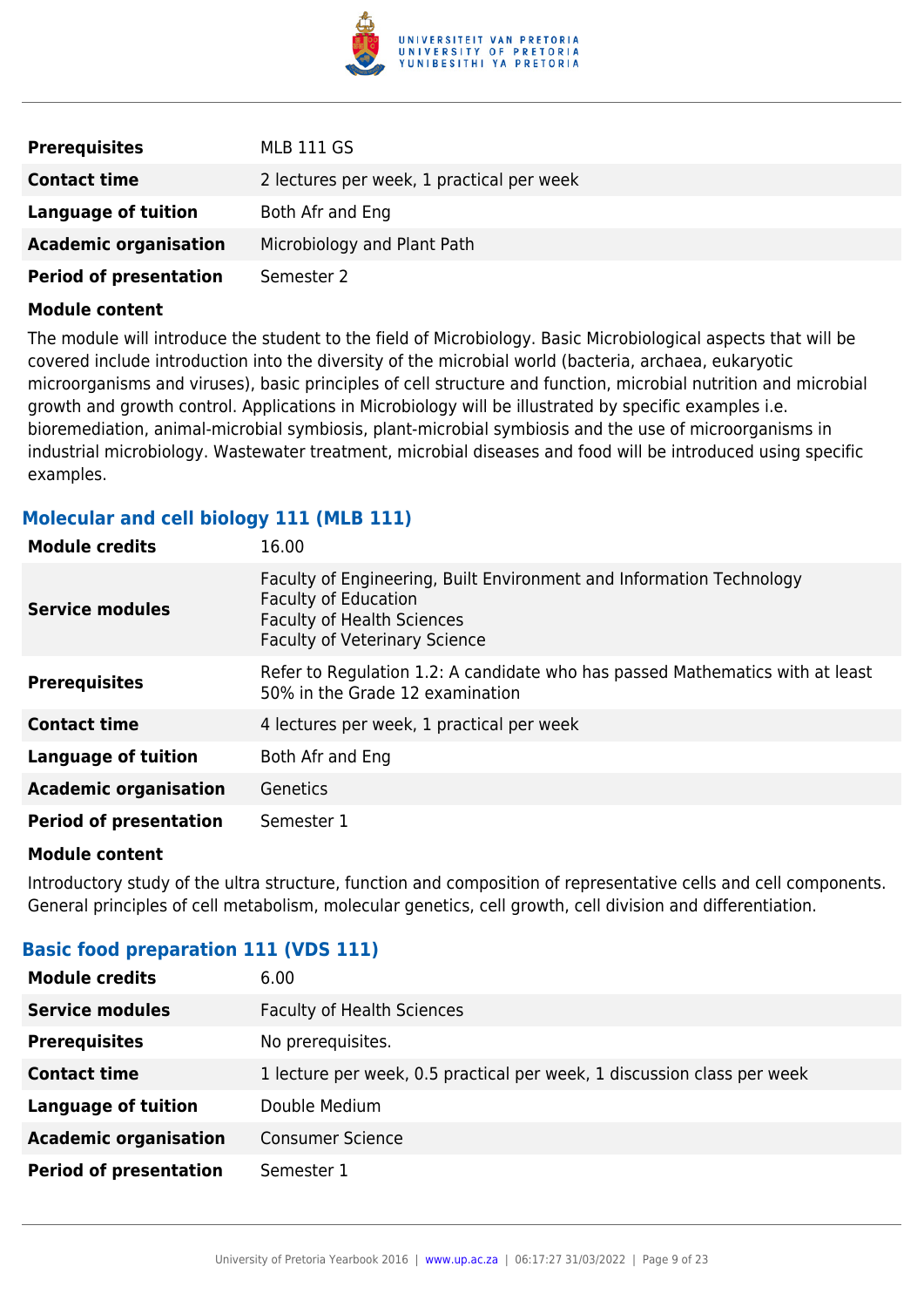| | |
|---|---|
| **Prerequisites** | MLB 111 GS |
| **Contact time** | 2 lectures per week, 1 practical per week |
| **Language of tuition** | Both Afr and Eng |
| **Academic organisation** | Microbiology and Plant Path |
| **Period of presentation** | Semester 2 |

**Module content**

The module will introduce the student to the field of Microbiology. Basic Microbiological aspects that will be covered include introduction into the diversity of the microbial world (bacteria, archaea, eukaryotic microorganisms and viruses), basic principles of cell structure and function, microbial nutrition and microbial growth and growth control. Applications in Microbiology will be illustrated by specific examples i.e. bioremediation, animal-microbial symbiosis, plant-microbial symbiosis and the use of microorganisms in industrial microbiology. Wastewater treatment, microbial diseases and food will be introduced using specific examples.

### Molecular and cell biology 111 (MLB 111)

| | |
|---|---|
| **Module credits** | 16.00 |
| **Service modules** | Faculty of Engineering, Built Environment and Information Technology<br>Faculty of Education<br>Faculty of Health Sciences<br>Faculty of Veterinary Science |
| **Prerequisites** | Refer to Regulation 1.2: A candidate who has passed Mathematics with at least 50% in the Grade 12 examination |
| **Contact time** | 4 lectures per week, 1 practical per week |
| **Language of tuition** | Both Afr and Eng |
| **Academic organisation** | Genetics |
| **Period of presentation** | Semester 1 |

**Module content**

Introductory study of the ultra structure, function and composition of representative cells and cell components. General principles of cell metabolism, molecular genetics, cell growth, cell division and differentiation.

### Basic food preparation 111 (VDS 111)

| | |
|---|---|
| **Module credits** | 6.00 |
| **Service modules** | Faculty of Health Sciences |
| **Prerequisites** | No prerequisites. |
| **Contact time** | 1 lecture per week, 0.5 practical per week, 1 discussion class per week |
| **Language of tuition** | Double Medium |
| **Academic organisation** | Consumer Science |
| **Period of presentation** | Semester 1 |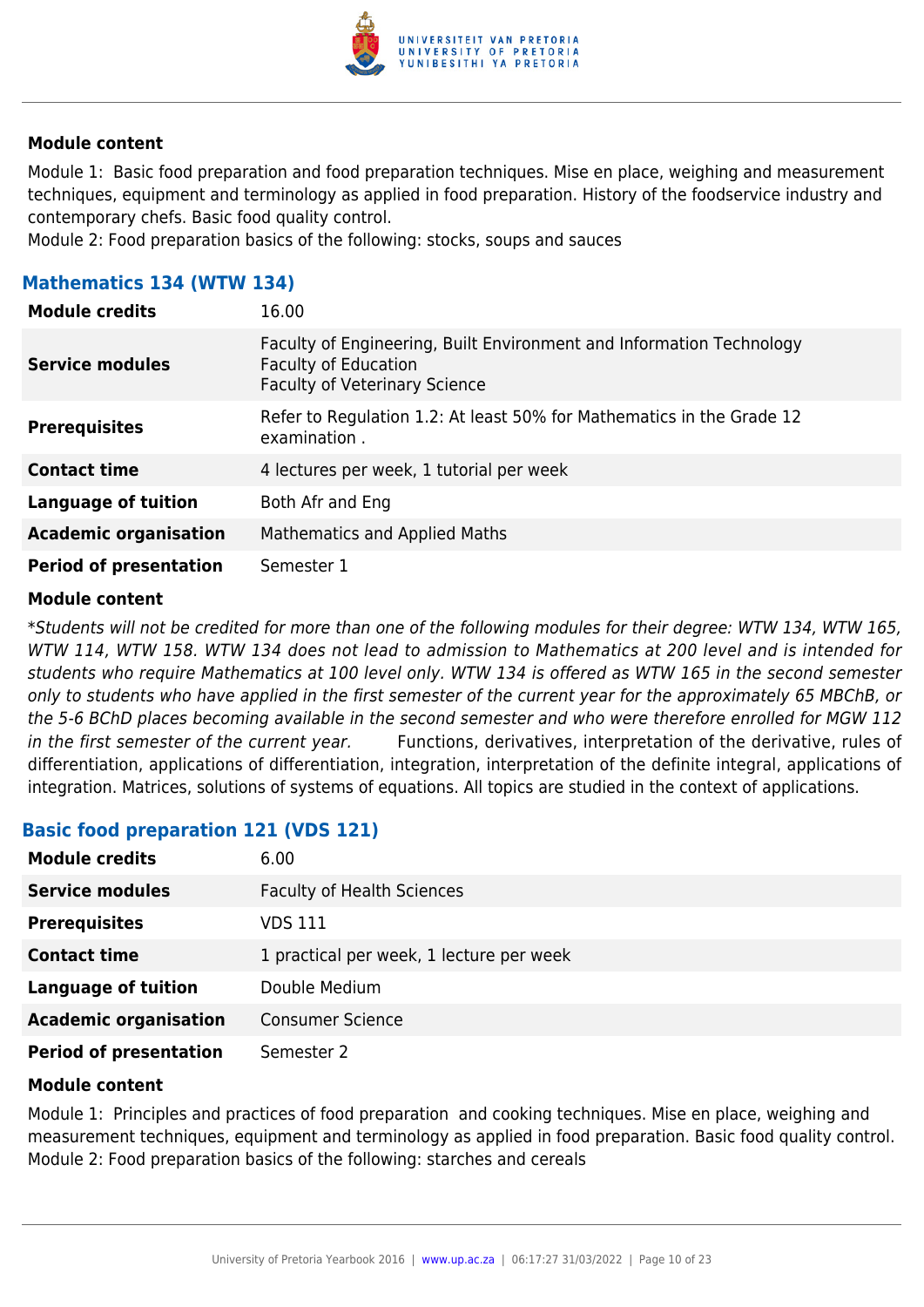#### Module content

Module 1: Basic food preparation and food preparation techniques. Mise en place, weighing and measurement techniques, equipment and terminology as applied in food preparation. History of the foodservice industry and contemporary chefs. Basic food quality control.
Module 2: Food preparation basics of the following: stocks, soups and sauces

### Mathematics 134 (WTW 134)

| | |
|---|---|
| **Module credits** | 16.00 |
| **Service modules** | Faculty of Engineering, Built Environment and Information Technology<br>Faculty of Education<br>Faculty of Veterinary Science |
| **Prerequisites** | Refer to Regulation 1.2: At least 50% for Mathematics in the Grade 12 examination . |
| **Contact time** | 4 lectures per week, 1 tutorial per week |
| **Language of tuition** | Both Afr and Eng |
| **Academic organisation** | Mathematics and Applied Maths |
| **Period of presentation** | Semester 1 |

#### Module content

**Students will not be credited for more than one of the following modules for their degree: WTW 134, WTW 165, WTW 114, WTW 158. WTW 134 does not lead to admission to Mathematics at 200 level and is intended for students who require Mathematics at 100 level only. WTW 134 is offered as WTW 165 in the second semester only to students who have applied in the first semester of the current year for the approximately 65 MBChB, or the 5-6 BChD places becoming available in the second semester and who were therefore enrolled for MGW 112 in the first semester of the current year.* Functions, derivatives, interpretation of the derivative, rules of differentiation, applications of differentiation, integration, interpretation of the definite integral, applications of integration. Matrices, solutions of systems of equations. All topics are studied in the context of applications.

### Basic food preparation 121 (VDS 121)

| | |
|---|---|
| **Module credits** | 6.00 |
| **Service modules** | Faculty of Health Sciences |
| **Prerequisites** | VDS 111 |
| **Contact time** | 1 practical per week, 1 lecture per week |
| **Language of tuition** | Double Medium |
| **Academic organisation** | Consumer Science |
| **Period of presentation** | Semester 2 |

#### Module content

Module 1: Principles and practices of food preparation and cooking techniques. Mise en place, weighing and measurement techniques, equipment and terminology as applied in food preparation. Basic food quality control.
Module 2: Food preparation basics of the following: starches and cereals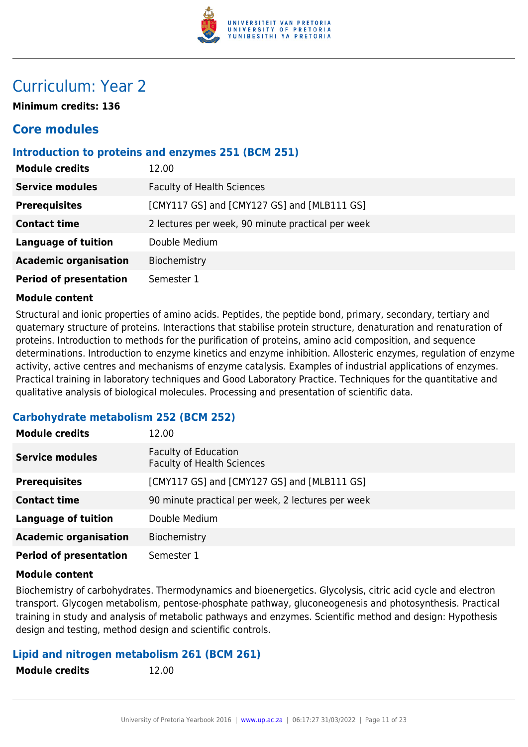# Curriculum: Year 2

**Minimum credits: 136**

## Core modules

### Introduction to proteins and enzymes 251 (BCM 251)

| | |
|---|---|
| **Module credits** | 12.00 |
| **Service modules** | Faculty of Health Sciences |
| **Prerequisites** | [CMY117 GS] and [CMY127 GS] and [MLB111 GS] |
| **Contact time** | 2 lectures per week, 90 minute practical per week |
| **Language of tuition** | Double Medium |
| **Academic organisation** | Biochemistry |
| **Period of presentation** | Semester 1 |

**Module content**

Structural and ionic properties of amino acids. Peptides, the peptide bond, primary, secondary, tertiary and quaternary structure of proteins. Interactions that stabilise protein structure, denaturation and renaturation of proteins. Introduction to methods for the purification of proteins, amino acid composition, and sequence determinations. Introduction to enzyme kinetics and enzyme inhibition. Allosteric enzymes, regulation of enzyme activity, active centres and mechanisms of enzyme catalysis. Examples of industrial applications of enzymes. Practical training in laboratory techniques and Good Laboratory Practice. Techniques for the quantitative and qualitative analysis of biological molecules. Processing and presentation of scientific data.

### Carbohydrate metabolism 252 (BCM 252)

| | |
|---|---|
| **Module credits** | 12.00 |
| **Service modules** | Faculty of Education<br>Faculty of Health Sciences |
| **Prerequisites** | [CMY117 GS] and [CMY127 GS] and [MLB111 GS] |
| **Contact time** | 90 minute practical per week, 2 lectures per week |
| **Language of tuition** | Double Medium |
| **Academic organisation** | Biochemistry |
| **Period of presentation** | Semester 1 |

**Module content**

Biochemistry of carbohydrates. Thermodynamics and bioenergetics. Glycolysis, citric acid cycle and electron transport. Glycogen metabolism, pentose-phosphate pathway, gluconeogenesis and photosynthesis. Practical training in study and analysis of metabolic pathways and enzymes. Scientific method and design: Hypothesis design and testing, method design and scientific controls.

### Lipid and nitrogen metabolism 261 (BCM 261)

| | |
|---|---|
| **Module credits** | 12.00 |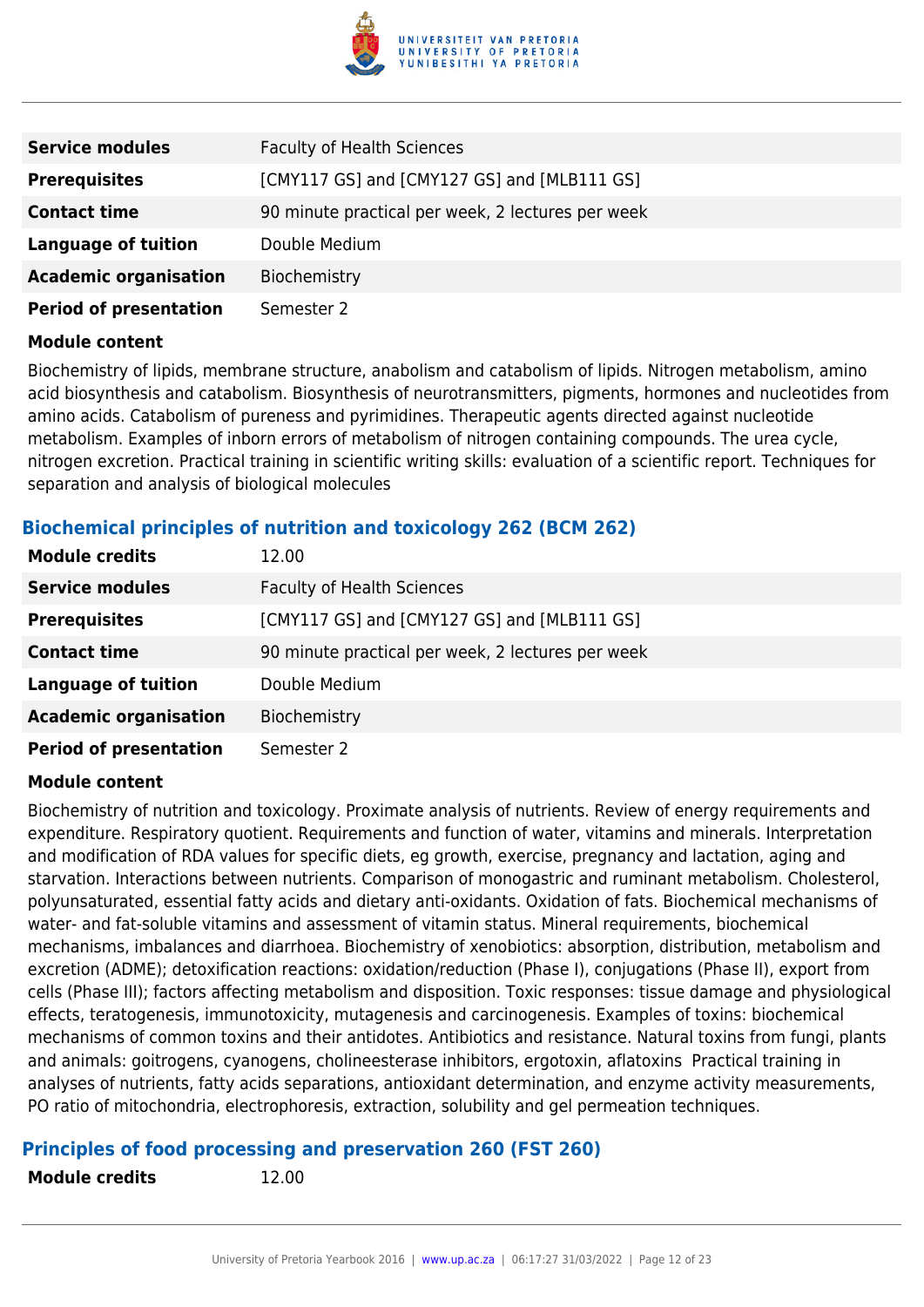| | |
|---|---|
| **Service modules** | Faculty of Health Sciences |
| **Prerequisites** | [CMY117 GS] and [CMY127 GS] and [MLB111 GS] |
| **Contact time** | 90 minute practical per week, 2 lectures per week |
| **Language of tuition** | Double Medium |
| **Academic organisation** | Biochemistry |
| **Period of presentation** | Semester 2 |

**Module content**

Biochemistry of lipids, membrane structure, anabolism and catabolism of lipids. Nitrogen metabolism, amino acid biosynthesis and catabolism. Biosynthesis of neurotransmitters, pigments, hormones and nucleotides from amino acids. Catabolism of pureness and pyrimidines. Therapeutic agents directed against nucleotide metabolism. Examples of inborn errors of metabolism of nitrogen containing compounds. The urea cycle, nitrogen excretion. Practical training in scientific writing skills: evaluation of a scientific report. Techniques for separation and analysis of biological molecules

### Biochemical principles of nutrition and toxicology 262 (BCM 262)

| | |
|---|---|
| **Module credits** | 12.00 |
| **Service modules** | Faculty of Health Sciences |
| **Prerequisites** | [CMY117 GS] and [CMY127 GS] and [MLB111 GS] |
| **Contact time** | 90 minute practical per week, 2 lectures per week |
| **Language of tuition** | Double Medium |
| **Academic organisation** | Biochemistry |
| **Period of presentation** | Semester 2 |

**Module content**

Biochemistry of nutrition and toxicology. Proximate analysis of nutrients. Review of energy requirements and expenditure. Respiratory quotient. Requirements and function of water, vitamins and minerals. Interpretation and modification of RDA values for specific diets, eg growth, exercise, pregnancy and lactation, aging and starvation. Interactions between nutrients. Comparison of monogastric and ruminant metabolism. Cholesterol, polyunsaturated, essential fatty acids and dietary anti-oxidants. Oxidation of fats. Biochemical mechanisms of water- and fat-soluble vitamins and assessment of vitamin status. Mineral requirements, biochemical mechanisms, imbalances and diarrhoea. Biochemistry of xenobiotics: absorption, distribution, metabolism and excretion (ADME); detoxification reactions: oxidation/reduction (Phase I), conjugations (Phase II), export from cells (Phase III); factors affecting metabolism and disposition. Toxic responses: tissue damage and physiological effects, teratogenesis, immunotoxicity, mutagenesis and carcinogenesis. Examples of toxins: biochemical mechanisms of common toxins and their antidotes. Antibiotics and resistance. Natural toxins from fungi, plants and animals: goitrogens, cyanogens, cholineesterase inhibitors, ergotoxin, aflatoxins Practical training in analyses of nutrients, fatty acids separations, antioxidant determination, and enzyme activity measurements, PO ratio of mitochondria, electrophoresis, extraction, solubility and gel permeation techniques.

### Principles of food processing and preservation 260 (FST 260)

| | |
|---|---|
| **Module credits** | 12.00 |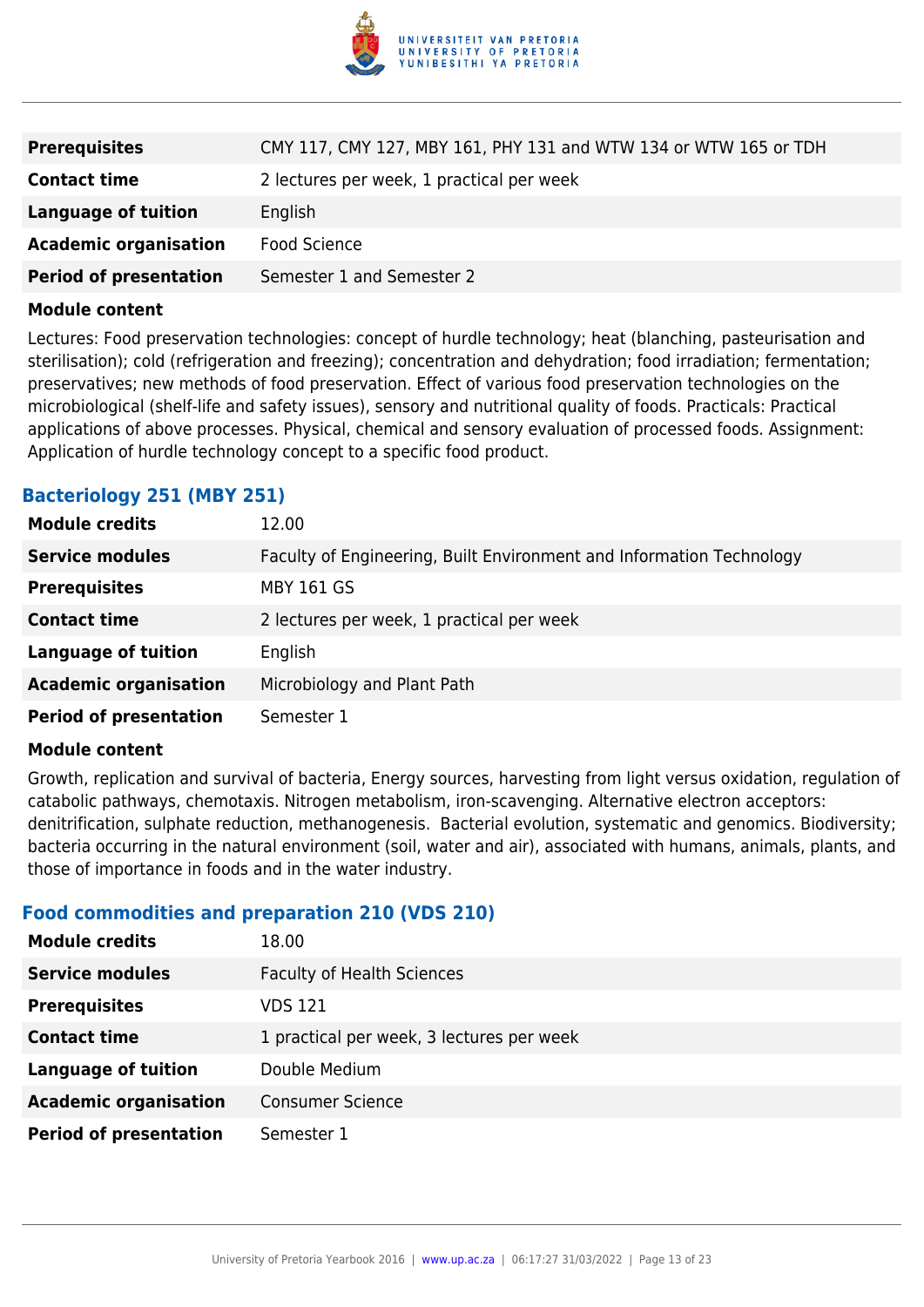| | |
|---|---|
| **Prerequisites** | CMY 117, CMY 127, MBY 161, PHY 131 and WTW 134 or WTW 165 or TDH |
| **Contact time** | 2 lectures per week, 1 practical per week |
| **Language of tuition** | English |
| **Academic organisation** | Food Science |
| **Period of presentation** | Semester 1 and Semester 2 |

**Module content**

Lectures: Food preservation technologies: concept of hurdle technology; heat (blanching, pasteurisation and sterilisation); cold (refrigeration and freezing); concentration and dehydration; food irradiation; fermentation; preservatives; new methods of food preservation. Effect of various food preservation technologies on the microbiological (shelf-life and safety issues), sensory and nutritional quality of foods. Practicals: Practical applications of above processes. Physical, chemical and sensory evaluation of processed foods. Assignment: Application of hurdle technology concept to a specific food product.

### Bacteriology 251 (MBY 251)

| | |
|---|---|
| **Module credits** | 12.00 |
| **Service modules** | Faculty of Engineering, Built Environment and Information Technology |
| **Prerequisites** | MBY 161 GS |
| **Contact time** | 2 lectures per week, 1 practical per week |
| **Language of tuition** | English |
| **Academic organisation** | Microbiology and Plant Path |
| **Period of presentation** | Semester 1 |

**Module content**

Growth, replication and survival of bacteria, Energy sources, harvesting from light versus oxidation, regulation of catabolic pathways, chemotaxis. Nitrogen metabolism, iron-scavenging. Alternative electron acceptors: denitrification, sulphate reduction, methanogenesis. Bacterial evolution, systematic and genomics. Biodiversity; bacteria occurring in the natural environment (soil, water and air), associated with humans, animals, plants, and those of importance in foods and in the water industry.

### Food commodities and preparation 210 (VDS 210)

| | |
|---|---|
| **Module credits** | 18.00 |
| **Service modules** | Faculty of Health Sciences |
| **Prerequisites** | VDS 121 |
| **Contact time** | 1 practical per week, 3 lectures per week |
| **Language of tuition** | Double Medium |
| **Academic organisation** | Consumer Science |
| **Period of presentation** | Semester 1 |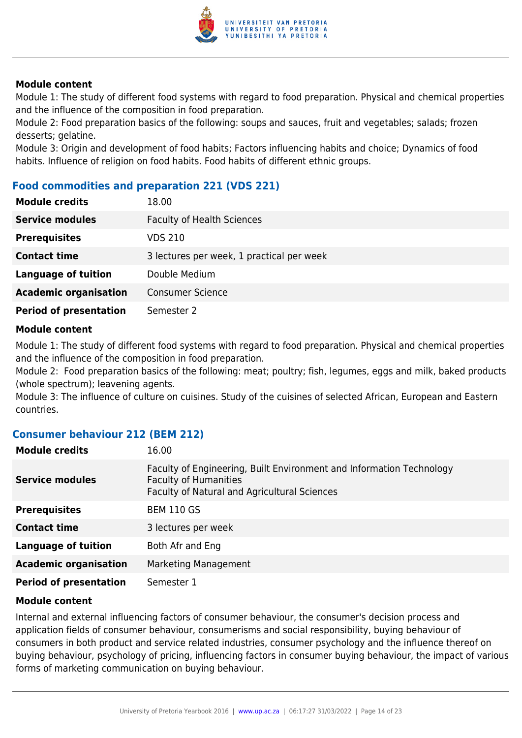**Module content**

Module 1: The study of different food systems with regard to food preparation. Physical and chemical properties and the influence of the composition in food preparation.
Module 2: Food preparation basics of the following: soups and sauces, fruit and vegetables; salads; frozen desserts; gelatine.
Module 3: Origin and development of food habits; Factors influencing habits and choice; Dynamics of food habits. Influence of religion on food habits. Food habits of different ethnic groups.

### Food commodities and preparation 221 (VDS 221)

| | |
|---|---|
| **Module credits** | 18.00 |
| **Service modules** | Faculty of Health Sciences |
| **Prerequisites** | VDS 210 |
| **Contact time** | 3 lectures per week, 1 practical per week |
| **Language of tuition** | Double Medium |
| **Academic organisation** | Consumer Science |
| **Period of presentation** | Semester 2 |

**Module content**

Module 1: The study of different food systems with regard to food preparation. Physical and chemical properties and the influence of the composition in food preparation.
Module 2: Food preparation basics of the following: meat; poultry; fish, legumes, eggs and milk, baked products (whole spectrum); leavening agents.
Module 3: The influence of culture on cuisines. Study of the cuisines of selected African, European and Eastern countries.

### Consumer behaviour 212 (BEM 212)

| | |
|---|---|
| **Module credits** | 16.00 |
| **Service modules** | Faculty of Engineering, Built Environment and Information Technology<br>Faculty of Humanities<br>Faculty of Natural and Agricultural Sciences |
| **Prerequisites** | BEM 110 GS |
| **Contact time** | 3 lectures per week |
| **Language of tuition** | Both Afr and Eng |
| **Academic organisation** | Marketing Management |
| **Period of presentation** | Semester 1 |

**Module content**

Internal and external influencing factors of consumer behaviour, the consumer's decision process and application fields of consumer behaviour, consumerisms and social responsibility, buying behaviour of consumers in both product and service related industries, consumer psychology and the influence thereof on buying behaviour, psychology of pricing, influencing factors in consumer buying behaviour, the impact of various forms of marketing communication on buying behaviour.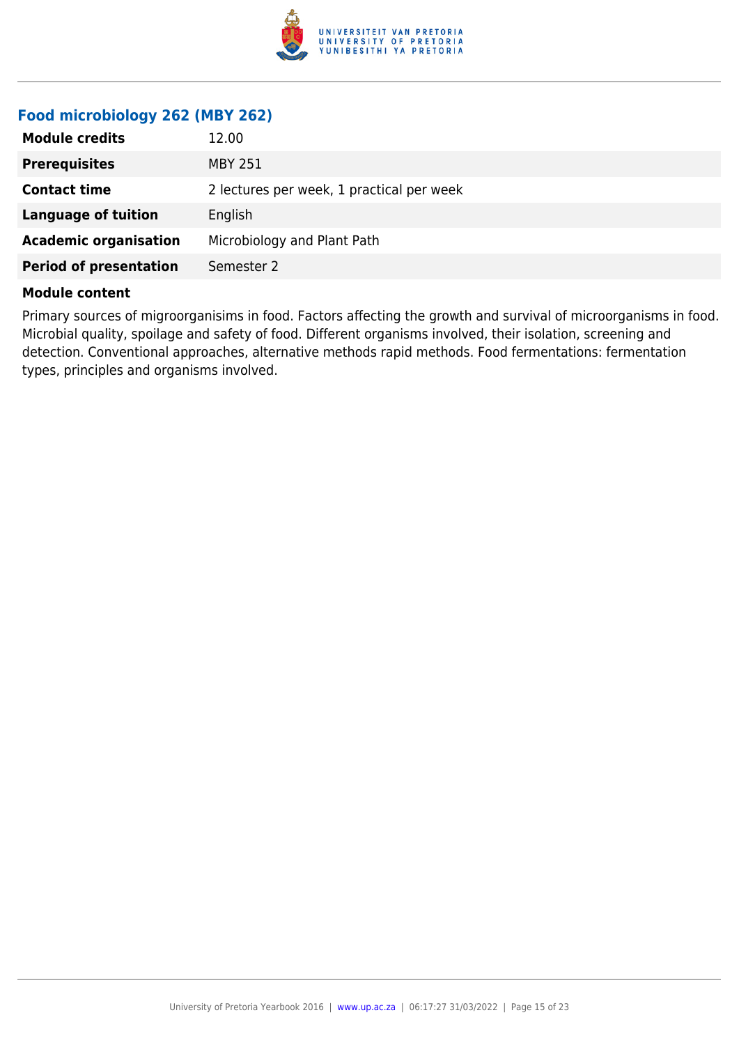### Food microbiology 262 (MBY 262)

| | |
|---|---|
| **Module credits** | 12.00 |
| **Prerequisites** | MBY 251 |
| **Contact time** | 2 lectures per week, 1 practical per week |
| **Language of tuition** | English |
| **Academic organisation** | Microbiology and Plant Path |
| **Period of presentation** | Semester 2 |

**Module content**

Primary sources of migroorganisims in food. Factors affecting the growth and survival of microorganisms in food. Microbial quality, spoilage and safety of food. Different organisms involved, their isolation, screening and detection. Conventional approaches, alternative methods rapid methods. Food fermentations: fermentation types, principles and organisms involved.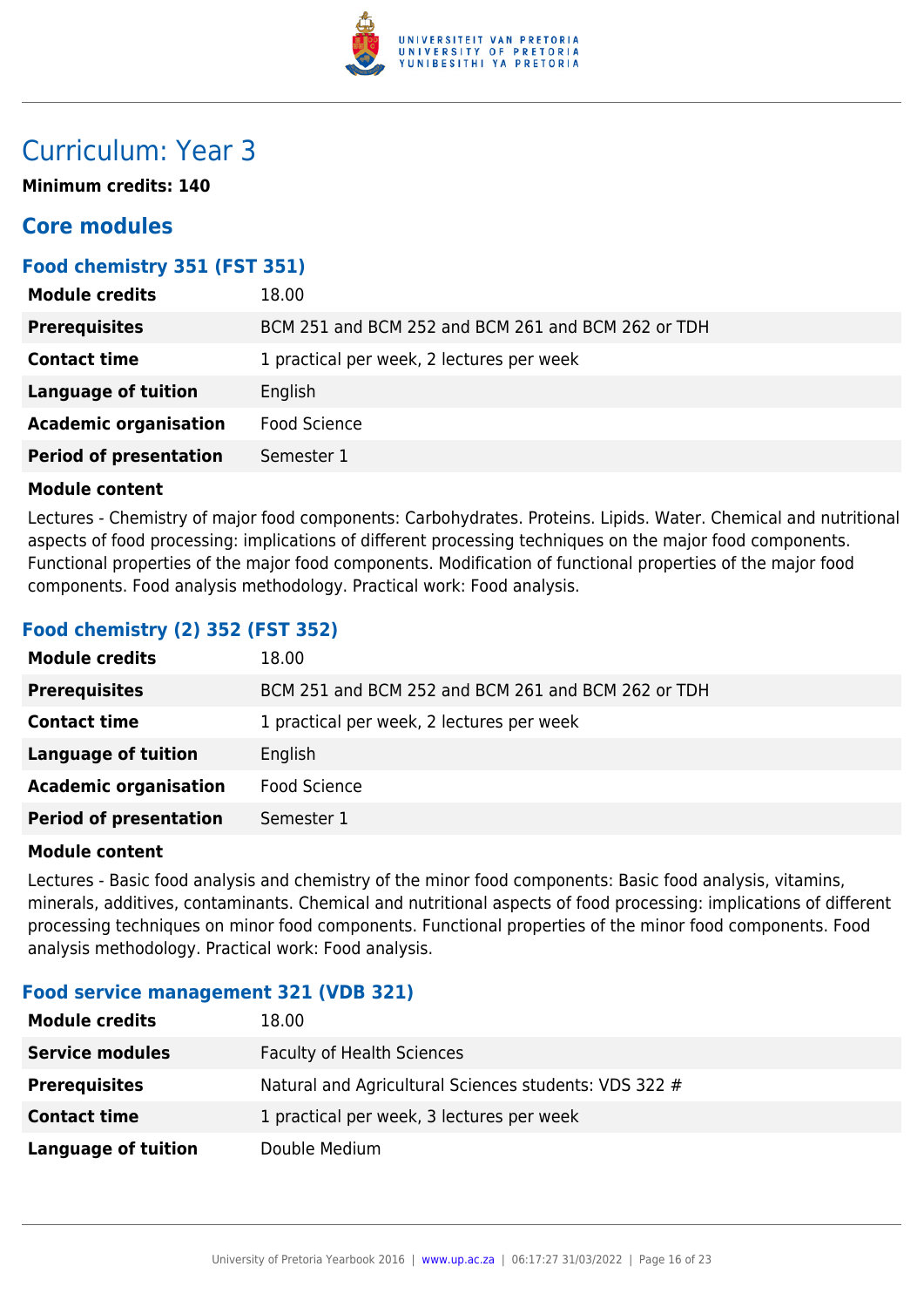# Curriculum: Year 3

**Minimum credits: 140**

## Core modules

### Food chemistry 351 (FST 351)

| | |
|---|---|
| **Module credits** | 18.00 |
| **Prerequisites** | BCM 251 and BCM 252 and BCM 261 and BCM 262 or TDH |
| **Contact time** | 1 practical per week, 2 lectures per week |
| **Language of tuition** | English |
| **Academic organisation** | Food Science |
| **Period of presentation** | Semester 1 |

**Module content**

Lectures - Chemistry of major food components: Carbohydrates. Proteins. Lipids. Water. Chemical and nutritional aspects of food processing: implications of different processing techniques on the major food components. Functional properties of the major food components. Modification of functional properties of the major food components. Food analysis methodology. Practical work: Food analysis.

### Food chemistry (2) 352 (FST 352)

| | |
|---|---|
| **Module credits** | 18.00 |
| **Prerequisites** | BCM 251 and BCM 252 and BCM 261 and BCM 262 or TDH |
| **Contact time** | 1 practical per week, 2 lectures per week |
| **Language of tuition** | English |
| **Academic organisation** | Food Science |
| **Period of presentation** | Semester 1 |

**Module content**

Lectures - Basic food analysis and chemistry of the minor food components: Basic food analysis, vitamins, minerals, additives, contaminants. Chemical and nutritional aspects of food processing: implications of different processing techniques on minor food components. Functional properties of the minor food components. Food analysis methodology. Practical work: Food analysis.

### Food service management 321 (VDB 321)

| | |
|---|---|
| **Module credits** | 18.00 |
| **Service modules** | Faculty of Health Sciences |
| **Prerequisites** | Natural and Agricultural Sciences students: VDS 322 # |
| **Contact time** | 1 practical per week, 3 lectures per week |
| **Language of tuition** | Double Medium |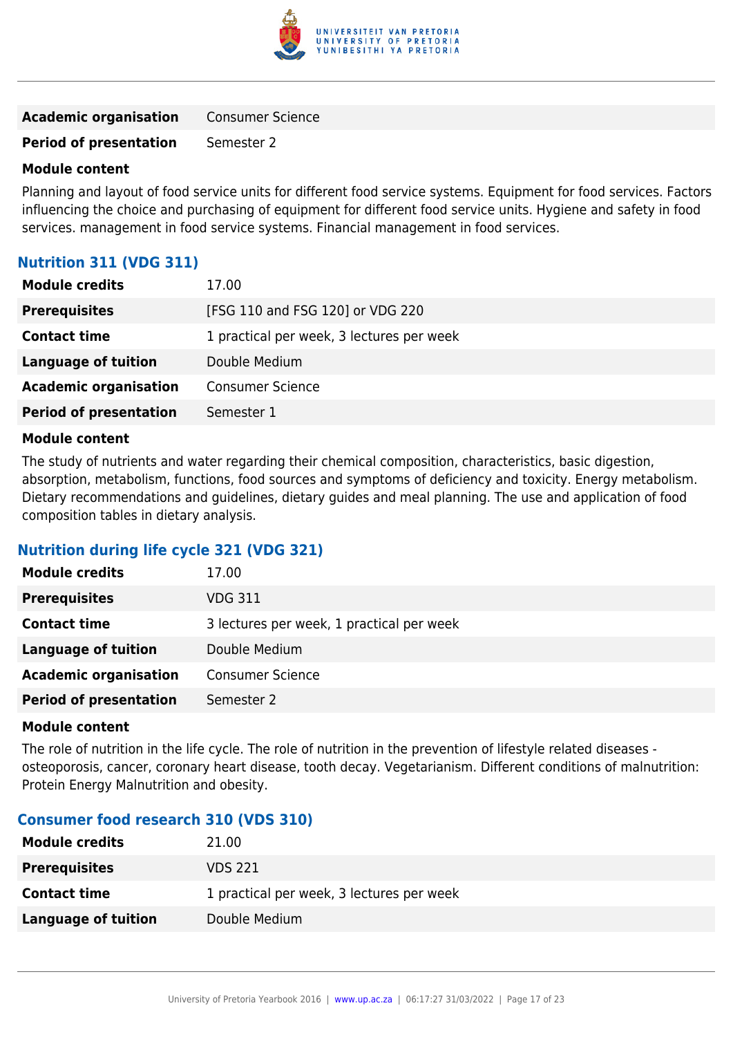| | |
|---|---|
| **Academic organisation** | Consumer Science |
| **Period of presentation** | Semester 2 |

**Module content**

Planning and layout of food service units for different food service systems. Equipment for food services. Factors influencing the choice and purchasing of equipment for different food service units. Hygiene and safety in food services. management in food service systems. Financial management in food services.

### Nutrition 311 (VDG 311)

| | |
|---|---|
| **Module credits** | 17.00 |
| **Prerequisites** | [FSG 110 and FSG 120] or VDG 220 |
| **Contact time** | 1 practical per week, 3 lectures per week |
| **Language of tuition** | Double Medium |
| **Academic organisation** | Consumer Science |
| **Period of presentation** | Semester 1 |

**Module content**

The study of nutrients and water regarding their chemical composition, characteristics, basic digestion, absorption, metabolism, functions, food sources and symptoms of deficiency and toxicity. Energy metabolism. Dietary recommendations and guidelines, dietary guides and meal planning. The use and application of food composition tables in dietary analysis.

### Nutrition during life cycle 321 (VDG 321)

| | |
|---|---|
| **Module credits** | 17.00 |
| **Prerequisites** | VDG 311 |
| **Contact time** | 3 lectures per week, 1 practical per week |
| **Language of tuition** | Double Medium |
| **Academic organisation** | Consumer Science |
| **Period of presentation** | Semester 2 |

**Module content**

The role of nutrition in the life cycle. The role of nutrition in the prevention of lifestyle related diseases - osteoporosis, cancer, coronary heart disease, tooth decay. Vegetarianism. Different conditions of malnutrition: Protein Energy Malnutrition and obesity.

### Consumer food research 310 (VDS 310)

| | |
|---|---|
| **Module credits** | 21.00 |
| **Prerequisites** | VDS 221 |
| **Contact time** | 1 practical per week, 3 lectures per week |
| **Language of tuition** | Double Medium |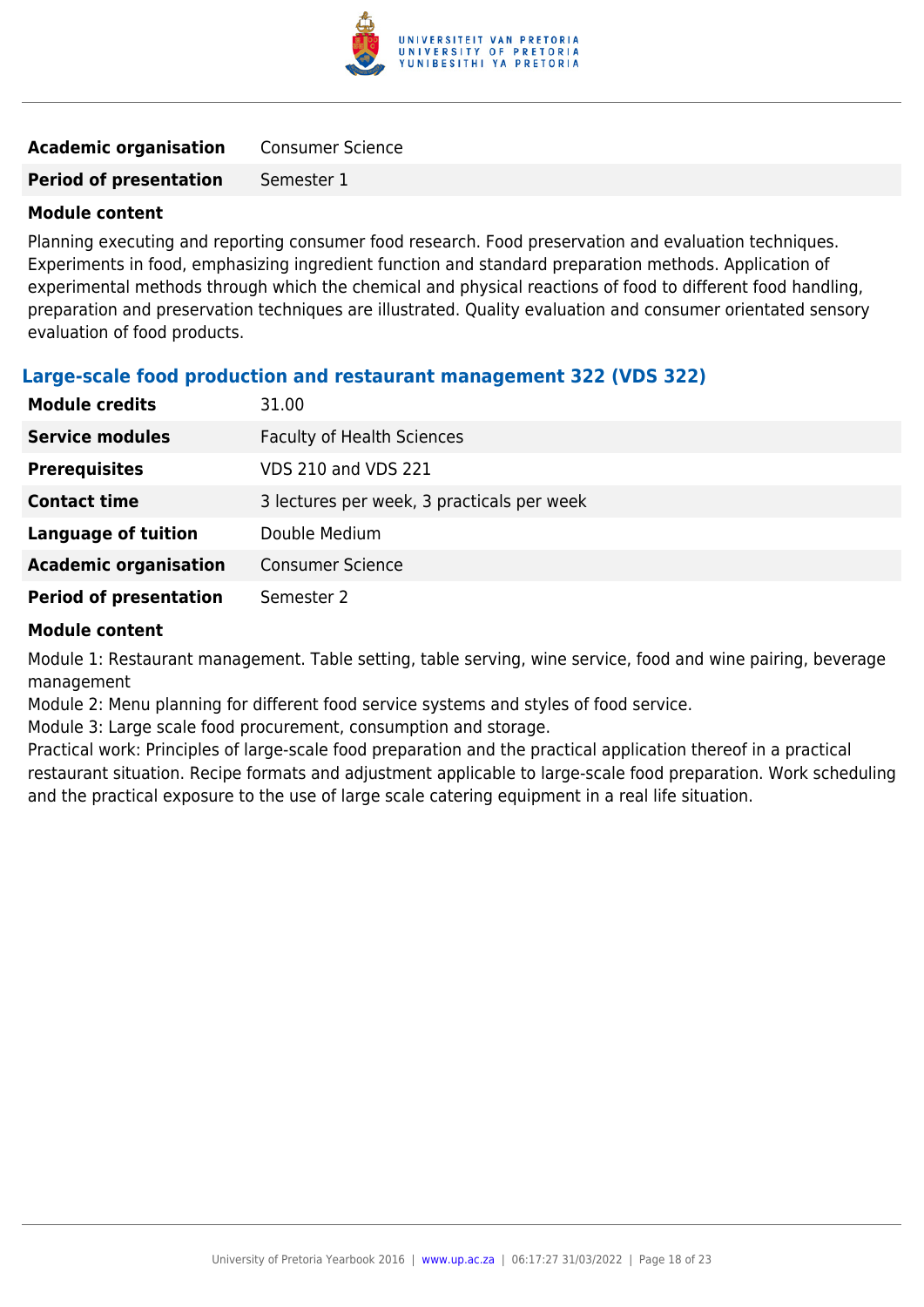| | |
|---|---|
| **Academic organisation** | Consumer Science |
| **Period of presentation** | Semester 1 |

**Module content**

Planning executing and reporting consumer food research. Food preservation and evaluation techniques. Experiments in food, emphasizing ingredient function and standard preparation methods. Application of experimental methods through which the chemical and physical reactions of food to different food handling, preparation and preservation techniques are illustrated. Quality evaluation and consumer orientated sensory evaluation of food products.

### Large-scale food production and restaurant management 322 (VDS 322)

| | |
|---|---|
| **Module credits** | 31.00 |
| **Service modules** | Faculty of Health Sciences |
| **Prerequisites** | VDS 210 and VDS 221 |
| **Contact time** | 3 lectures per week, 3 practicals per week |
| **Language of tuition** | Double Medium |
| **Academic organisation** | Consumer Science |
| **Period of presentation** | Semester 2 |

**Module content**

Module 1: Restaurant management. Table setting, table serving, wine service, food and wine pairing, beverage management

Module 2: Menu planning for different food service systems and styles of food service.

Module 3: Large scale food procurement, consumption and storage.

Practical work: Principles of large-scale food preparation and the practical application thereof in a practical restaurant situation. Recipe formats and adjustment applicable to large-scale food preparation. Work scheduling and the practical exposure to the use of large scale catering equipment in a real life situation.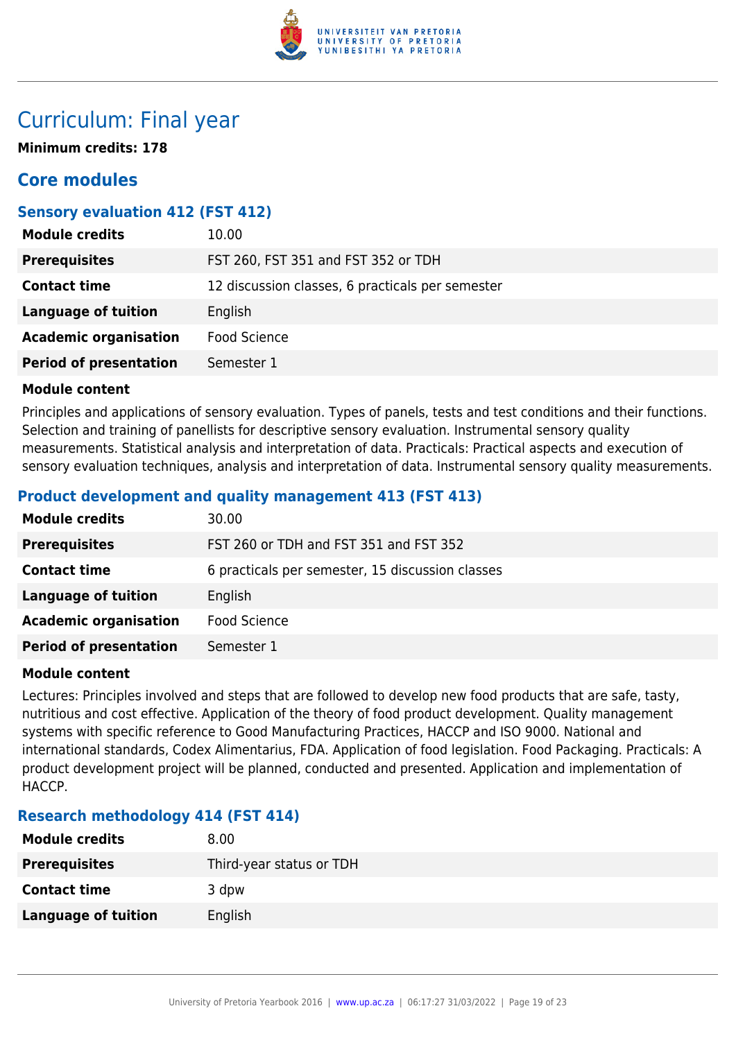# Curriculum: Final year

**Minimum credits: 178**

## Core modules

### Sensory evaluation 412 (FST 412)

| | |
|---|---|
| **Module credits** | 10.00 |
| **Prerequisites** | FST 260, FST 351 and FST 352 or TDH |
| **Contact time** | 12 discussion classes, 6 practicals per semester |
| **Language of tuition** | English |
| **Academic organisation** | Food Science |
| **Period of presentation** | Semester 1 |

**Module content**

Principles and applications of sensory evaluation. Types of panels, tests and test conditions and their functions. Selection and training of panellists for descriptive sensory evaluation. Instrumental sensory quality measurements. Statistical analysis and interpretation of data. Practicals: Practical aspects and execution of sensory evaluation techniques, analysis and interpretation of data. Instrumental sensory quality measurements.

### Product development and quality management 413 (FST 413)

| | |
|---|---|
| **Module credits** | 30.00 |
| **Prerequisites** | FST 260 or TDH and FST 351 and FST 352 |
| **Contact time** | 6 practicals per semester, 15 discussion classes |
| **Language of tuition** | English |
| **Academic organisation** | Food Science |
| **Period of presentation** | Semester 1 |

**Module content**

Lectures: Principles involved and steps that are followed to develop new food products that are safe, tasty, nutritious and cost effective. Application of the theory of food product development. Quality management systems with specific reference to Good Manufacturing Practices, HACCP and ISO 9000. National and international standards, Codex Alimentarius, FDA. Application of food legislation. Food Packaging. Practicals: A product development project will be planned, conducted and presented. Application and implementation of HACCP.

### Research methodology 414 (FST 414)

| | |
|---|---|
| **Module credits** | 8.00 |
| **Prerequisites** | Third-year status or TDH |
| **Contact time** | 3 dpw |
| **Language of tuition** | English |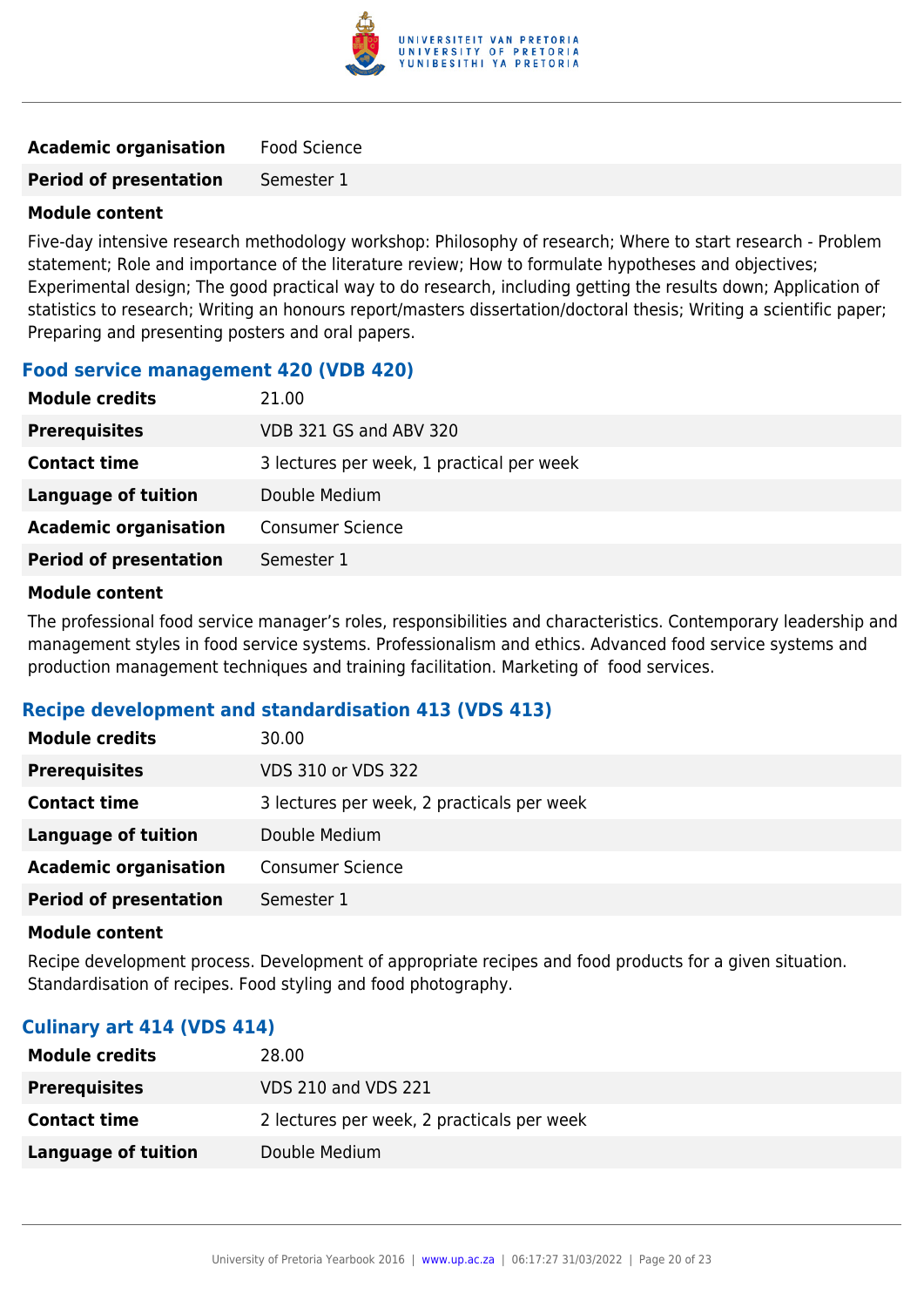| | |
|---|---|
| **Academic organisation** | Food Science |
| **Period of presentation** | Semester 1 |

**Module content**

Five-day intensive research methodology workshop: Philosophy of research; Where to start research - Problem statement; Role and importance of the literature review; How to formulate hypotheses and objectives; Experimental design; The good practical way to do research, including getting the results down; Application of statistics to research; Writing an honours report/masters dissertation/doctoral thesis; Writing a scientific paper; Preparing and presenting posters and oral papers.

### Food service management 420 (VDB 420)

| | |
|---|---|
| **Module credits** | 21.00 |
| **Prerequisites** | VDB 321 GS and ABV 320 |
| **Contact time** | 3 lectures per week, 1 practical per week |
| **Language of tuition** | Double Medium |
| **Academic organisation** | Consumer Science |
| **Period of presentation** | Semester 1 |

**Module content**

The professional food service manager's roles, responsibilities and characteristics. Contemporary leadership and management styles in food service systems. Professionalism and ethics. Advanced food service systems and production management techniques and training facilitation. Marketing of food services.

### Recipe development and standardisation 413 (VDS 413)

| | |
|---|---|
| **Module credits** | 30.00 |
| **Prerequisites** | VDS 310 or VDS 322 |
| **Contact time** | 3 lectures per week, 2 practicals per week |
| **Language of tuition** | Double Medium |
| **Academic organisation** | Consumer Science |
| **Period of presentation** | Semester 1 |

**Module content**

Recipe development process. Development of appropriate recipes and food products for a given situation. Standardisation of recipes. Food styling and food photography.

### Culinary art 414 (VDS 414)

| | |
|---|---|
| **Module credits** | 28.00 |
| **Prerequisites** | VDS 210 and VDS 221 |
| **Contact time** | 2 lectures per week, 2 practicals per week |
| **Language of tuition** | Double Medium |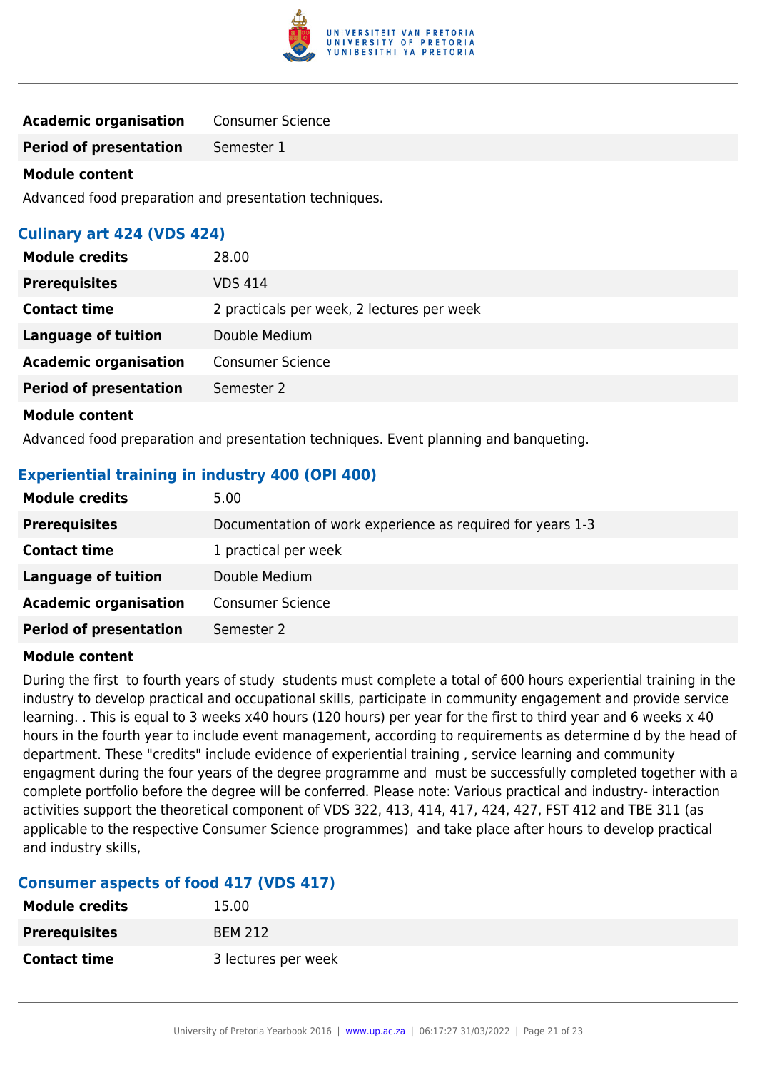| | |
|---|---|
| **Academic organisation** | Consumer Science |
| **Period of presentation** | Semester 1 |

**Module content**

Advanced food preparation and presentation techniques.

### Culinary art 424 (VDS 424)

| | |
|---|---|
| **Module credits** | 28.00 |
| **Prerequisites** | VDS 414 |
| **Contact time** | 2 practicals per week, 2 lectures per week |
| **Language of tuition** | Double Medium |
| **Academic organisation** | Consumer Science |
| **Period of presentation** | Semester 2 |

**Module content**

Advanced food preparation and presentation techniques. Event planning and banqueting.

### Experiential training in industry 400 (OPI 400)

| | |
|---|---|
| **Module credits** | 5.00 |
| **Prerequisites** | Documentation of work experience as required for years 1-3 |
| **Contact time** | 1 practical per week |
| **Language of tuition** | Double Medium |
| **Academic organisation** | Consumer Science |
| **Period of presentation** | Semester 2 |

**Module content**

During the first to fourth years of study students must complete a total of 600 hours experiential training in the industry to develop practical and occupational skills, participate in community engagement and provide service learning. . This is equal to 3 weeks x40 hours (120 hours) per year for the first to third year and 6 weeks x 40 hours in the fourth year to include event management, according to requirements as determine d by the head of department. These "credits" include evidence of experiential training , service learning and community engagment during the four years of the degree programme and must be successfully completed together with a complete portfolio before the degree will be conferred. Please note: Various practical and industry- interaction activities support the theoretical component of VDS 322, 413, 414, 417, 424, 427, FST 412 and TBE 311 (as applicable to the respective Consumer Science programmes) and take place after hours to develop practical and industry skills,

### Consumer aspects of food 417 (VDS 417)

| | |
|---|---|
| **Module credits** | 15.00 |
| **Prerequisites** | BEM 212 |
| **Contact time** | 3 lectures per week |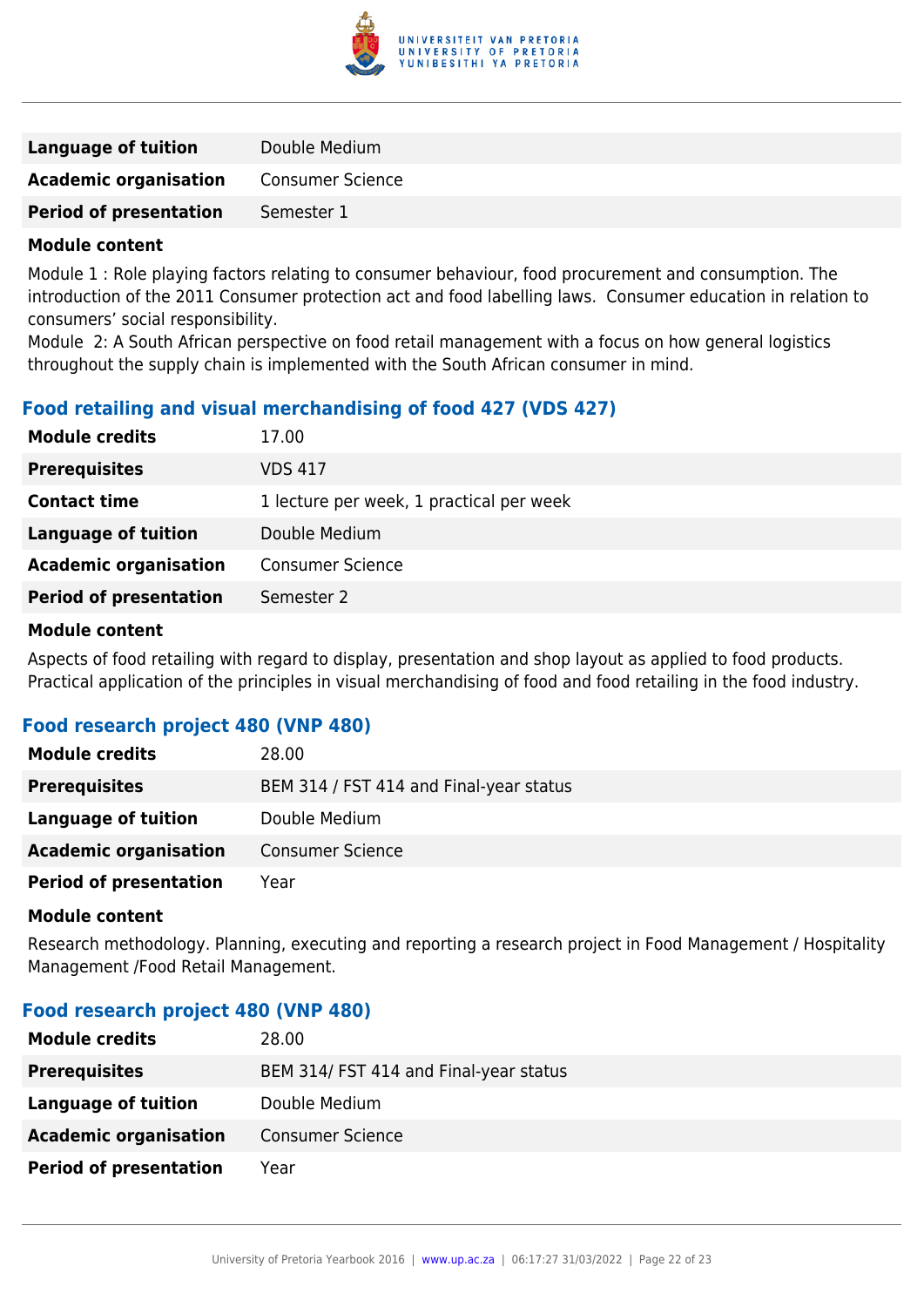| | |
|---|---|
| **Language of tuition** | Double Medium |
| **Academic organisation** | Consumer Science |
| **Period of presentation** | Semester 1 |

**Module content**

Module 1 : Role playing factors relating to consumer behaviour, food procurement and consumption. The introduction of the 2011 Consumer protection act and food labelling laws. Consumer education in relation to consumers' social responsibility.
Module 2: A South African perspective on food retail management with a focus on how general logistics throughout the supply chain is implemented with the South African consumer in mind.

### Food retailing and visual merchandising of food 427 (VDS 427)

| | |
|---|---|
| **Module credits** | 17.00 |
| **Prerequisites** | VDS 417 |
| **Contact time** | 1 lecture per week, 1 practical per week |
| **Language of tuition** | Double Medium |
| **Academic organisation** | Consumer Science |
| **Period of presentation** | Semester 2 |

**Module content**

Aspects of food retailing with regard to display, presentation and shop layout as applied to food products. Practical application of the principles in visual merchandising of food and food retailing in the food industry.

### Food research project 480 (VNP 480)

| | |
|---|---|
| **Module credits** | 28.00 |
| **Prerequisites** | BEM 314 / FST 414 and Final-year status |
| **Language of tuition** | Double Medium |
| **Academic organisation** | Consumer Science |
| **Period of presentation** | Year |

**Module content**

Research methodology. Planning, executing and reporting a research project in Food Management / Hospitality Management /Food Retail Management.

### Food research project 480 (VNP 480)

| | |
|---|---|
| **Module credits** | 28.00 |
| **Prerequisites** | BEM 314/ FST 414 and Final-year status |
| **Language of tuition** | Double Medium |
| **Academic organisation** | Consumer Science |
| **Period of presentation** | Year |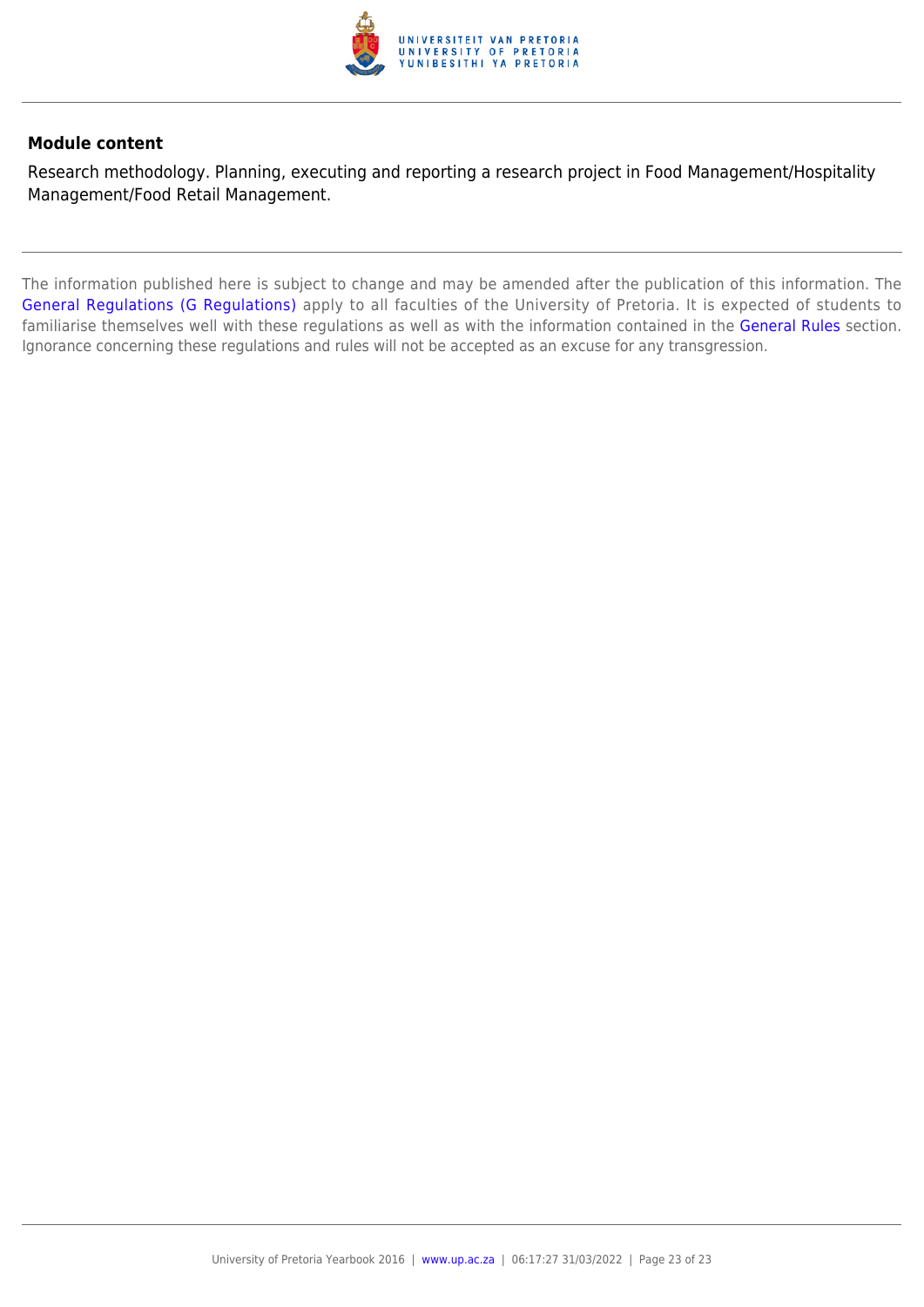**Module content**

Research methodology. Planning, executing and reporting a research project in Food Management/Hospitality Management/Food Retail Management.

The information published here is subject to change and may be amended after the publication of this information. The General Regulations (G Regulations) apply to all faculties of the University of Pretoria. It is expected of students to familiarise themselves well with these regulations as well as with the information contained in the General Rules section. Ignorance concerning these regulations and rules will not be accepted as an excuse for any transgression.